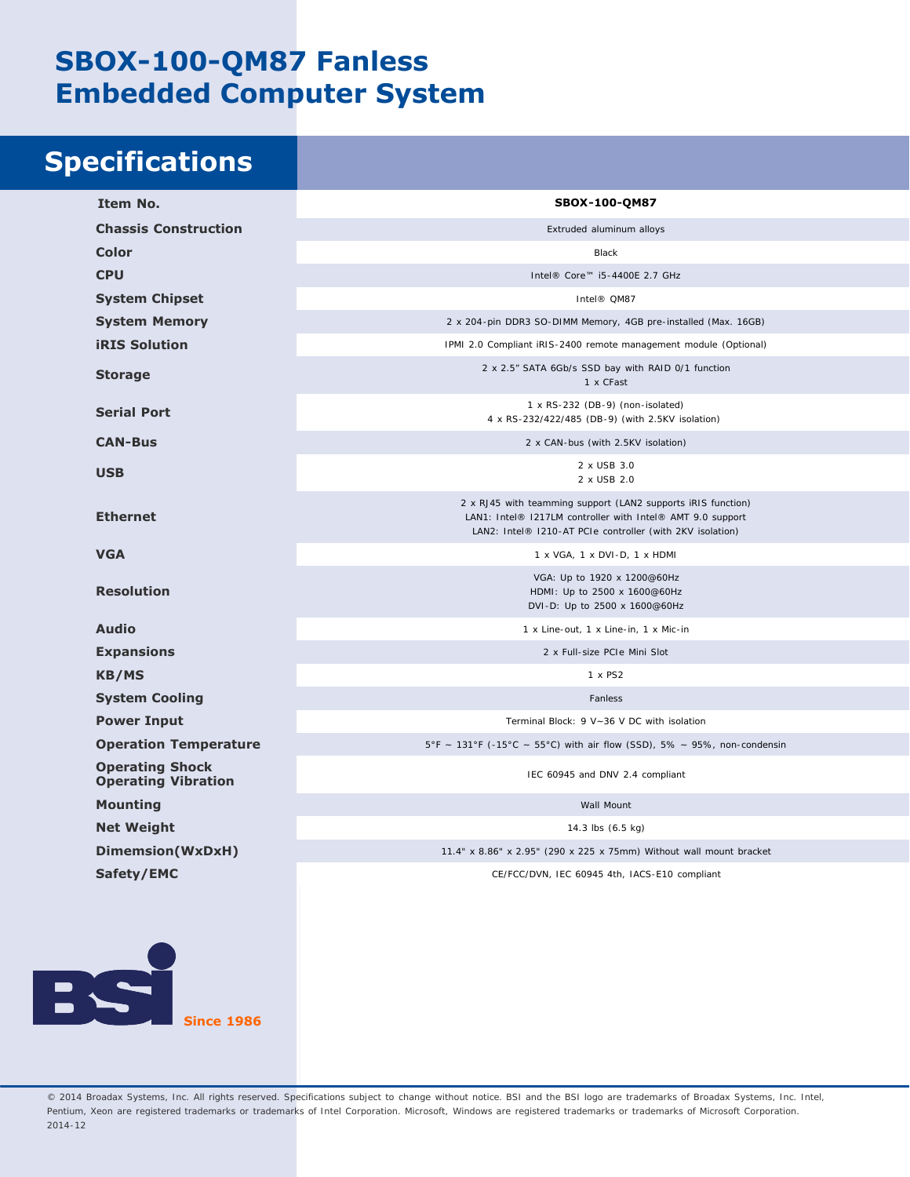# SBOX-100-QM87 Fanless Embedded Computer System

## Specifications

| Item No. | SBOX-100-QM87 |
|---|---|
| Chassis Construction | Extruded aluminum alloys |
| Color | Black |
| CPU | Intel® Core™ i5-4400E 2.7 GHz |
| System Chipset | Intel® QM87 |
| System Memory | 2 x 204-pin DDR3 SO-DIMM Memory, 4GB pre-installed (Max. 16GB) |
| iRIS Solution | IPMI 2.0 Compliant iRIS-2400 remote management module (Optional) |
| Storage | 2 x 2.5" SATA 6Gb/s SSD bay with RAID 0/1 function<br>1 x CFast |
| Serial Port | 1 x RS-232 (DB-9) (non-isolated)<br>4 x RS-232/422/485 (DB-9) (with 2.5KV isolation) |
| CAN-Bus | 2 x CAN-bus (with 2.5KV isolation) |
| USB | 2 x USB 3.0<br>2 x USB 2.0 |
| Ethernet | 2 x RJ45 with teamming support (LAN2 supports iRIS function)<br>LAN1: Intel® I217LM controller with Intel® AMT 9.0 support<br>LAN2: Intel® I210-AT PCIe controller (with 2KV isolation) |
| VGA | 1 x VGA, 1 x DVI-D, 1 x HDMI |
| Resolution | VGA: Up to 1920 x 1200@60Hz<br>HDMI: Up to 2500 x 1600@60Hz<br>DVI-D: Up to 2500 x 1600@60Hz |
| Audio | 1 x Line-out, 1 x Line-in, 1 x Mic-in |
| Expansions | 2 x Full-size PCIe Mini Slot |
| KB/MS | 1 x PS2 |
| System Cooling | Fanless |
| Power Input | Terminal Block: 9 V~36 V DC with isolation |
| Operation Temperature | 5°F ~ 131°F (-15°C ~ 55°C) with air flow (SSD), 5% ~ 95%, non-condensin |
| Operating Shock<br>Operating Vibration | IEC 60945 and DNV 2.4 compliant |
| Mounting | Wall Mount |
| Net Weight | 14.3 lbs (6.5 kg) |
| Dimemsion(WxDxH) | 11.4" x 8.86" x 2.95" (290 x 225 x 75mm) Without wall mount bracket |
| Safety/EMC | CE/FCC/DVN, IEC 60945 4th, IACS-E10 compliant |

BSI Since 1986

© 2014 Broadax Systems, Inc. All rights reserved. Specifications subject to change without notice. BSI and the BSI logo are trademarks of Broadax Systems, Inc. Intel, Pentium, Xeon are registered trademarks or trademarks of Intel Corporation. Microsoft, Windows are registered trademarks or trademarks of Microsoft Corporation.
2014-12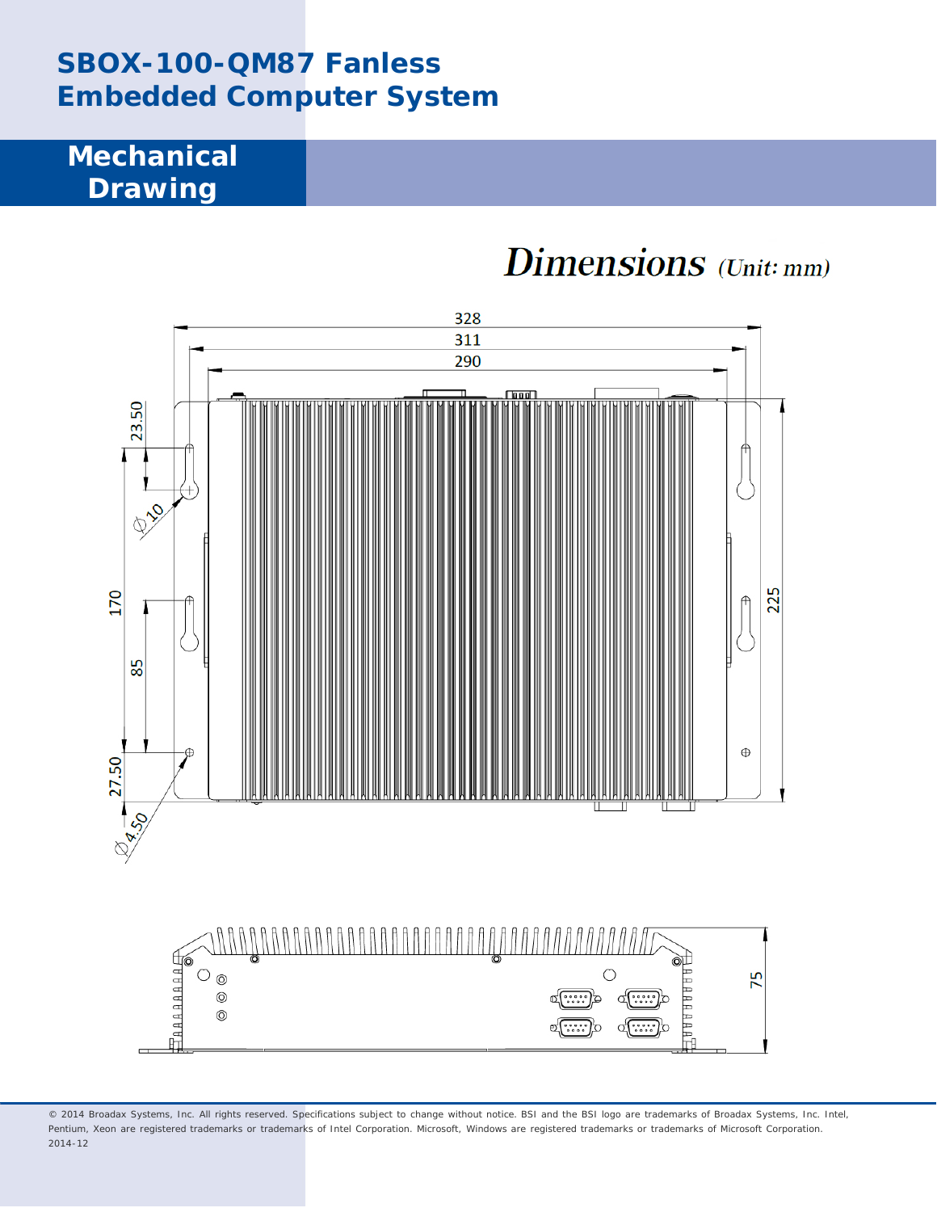# SBOX-100-QM87 Fanless Embedded Computer System

## Mechanical Drawing

*Dimensions (Unit: mm)*

328

311

290

23.50

∅10

170

85

27.50

∅4.50

225

75

© 2014 Broadax Systems, Inc. All rights reserved. Specifications subject to change without notice. BSI and the BSI logo are trademarks of Broadax Systems, Inc. Intel, Pentium, Xeon are registered trademarks or trademarks of Intel Corporation. Microsoft, Windows are registered trademarks or trademarks of Microsoft Corporation.
2014-12